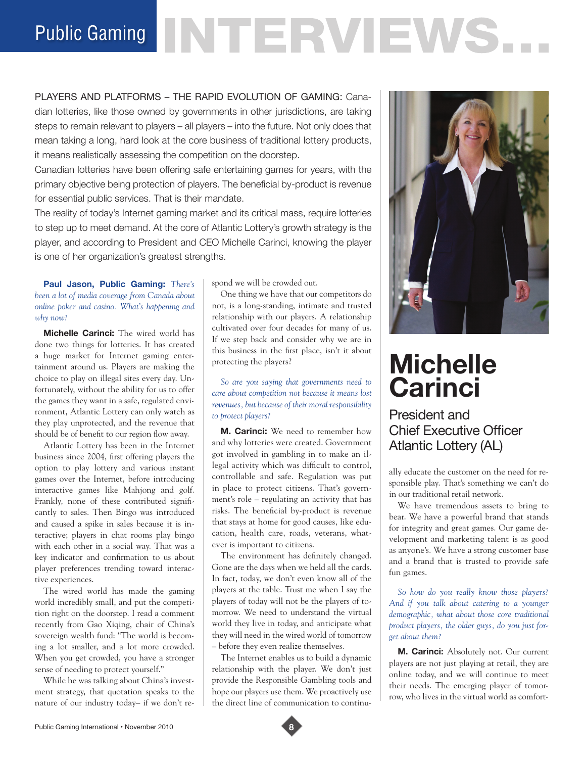# Public Gaming INTERVIEWS...

PLAYERS AND PLATFORMS – THE RAPID EVOLUTION OF GAMING: Canadian lotteries, like those owned by governments in other jurisdictions, are taking steps to remain relevant to players – all players – into the future. Not only does that mean taking a long, hard look at the core business of traditional lottery products, it means realistically assessing the competition on the doorstep.

Canadian lotteries have been offering safe entertaining games for years, with the primary objective being protection of players. The beneficial by-product is revenue for essential public services. That is their mandate.

The reality of today's Internet gaming market and its critical mass, require lotteries to step up to meet demand. At the core of Atlantic Lottery's growth strategy is the player, and according to President and CEO Michelle Carinci, knowing the player is one of her organization's greatest strengths.

## Michelle Carinci

### President and Chief Executive Officer Atlantic Lottery (AL)

**Paul Jason, Public Gaming:** *There's been a lot of media coverage from Canada about online poker and casino. What's happening and why now?*

**Michelle Carinci:** The wired world has done two things for lotteries. It has created a huge market for Internet gaming entertainment around us. Players are making the choice to play on illegal sites every day. Unfortunately, without the ability for us to offer the games they want in a safe, regulated environment, Atlantic Lottery can only watch as they play unprotected, and the revenue that should be of benefit to our region flow away.

Atlantic Lottery has been in the Internet business since 2004, first offering players the option to play lottery and various instant games over the Internet, before introducing interactive games like Mahjong and golf. Frankly, none of these contributed significantly to sales. Then Bingo was introduced and caused a spike in sales because it is interactive; players in chat rooms play bingo with each other in a social way. That was a key indicator and confirmation to us about player preferences trending toward interactive experiences.

The wired world has made the gaming world incredibly small, and put the competition right on the doorstep. I read a comment recently from Gao Xiqing, chair of China's sovereign wealth fund: "The world is becoming a lot smaller, and a lot more crowded. When you get crowded, you have a stronger sense of needing to protect yourself."

While he was talking about China's investment strategy, that quotation speaks to the nature of our industry today– if we don't respond we will be crowded out.

One thing we have that our competitors do not, is a long-standing, intimate and trusted relationship with our players. A relationship cultivated over four decades for many of us. If we step back and consider why we are in this business in the first place, isn't it about protecting the players?

*So are you saying that governments need to care about competition not because it means lost revenues, but because of their moral responsibility to protect players?*

**M. Carinci:** We need to remember how and why lotteries were created. Government got involved in gambling in to make an illegal activity which was difficult to control, controllable and safe. Regulation was put in place to protect citizens. That's government's role – regulating an activity that has risks. The beneficial by-product is revenue that stays at home for good causes, like education, health care, roads, veterans, whatever is important to citizens.

The environment has definitely changed. Gone are the days when we held all the cards. In fact, today, we don't even know all of the players at the table. Trust me when I say the players of today will not be the players of tomorrow. We need to understand the virtual world they live in today, and anticipate what they will need in the wired world of tomorrow – before they even realize themselves.

The Internet enables us to build a dynamic relationship with the player. We don't just provide the Responsible Gambling tools and hope our players use them. We proactively use the direct line of communication to continually educate the customer on the need for responsible play. That's something we can't do in our traditional retail network.

We have tremendous assets to bring to bear. We have a powerful brand that stands for integrity and great games. Our game development and marketing talent is as good as anyone's. We have a strong customer base and a brand that is trusted to provide safe fun games.

*So how do you really know those players? And if you talk about catering to a younger demographic, what about those core traditional product players, the older guys, do you just forget about them?*

**M. Carinci:** Absolutely not. Our current players are not just playing at retail, they are online today, and we will continue to meet their needs. The emerging player of tomorrow, who lives in the virtual world as comfort-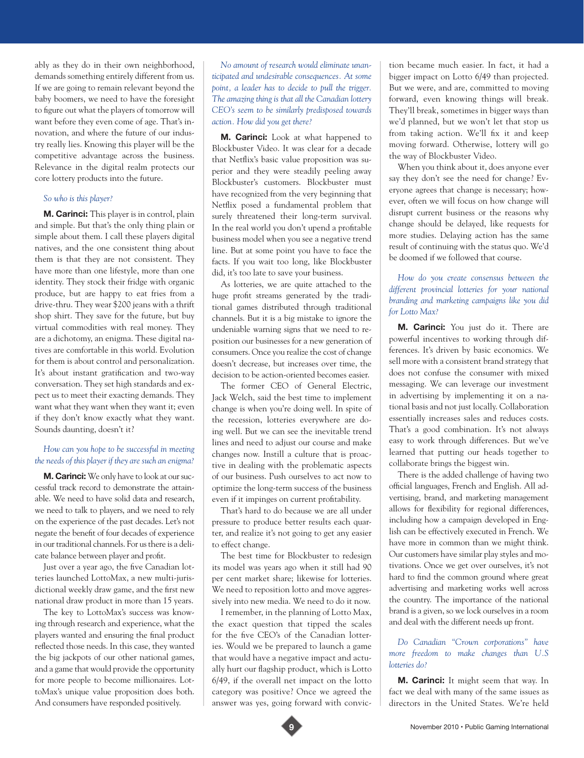ably as they do in their own neighborhood, demands something entirely different from us. If we are going to remain relevant beyond the baby boomers, we need to have the foresight to figure out what the players of tomorrow will want before they even come of age. That's innovation, and where the future of our industry really lies. Knowing this player will be the competitive advantage across the business. Relevance in the digital realm protects our core lottery products into the future.

*So who is this player?*

**M. Carinci:** This player is in control, plain and simple. But that's the only thing plain or simple about them. I call these players digital natives, and the one consistent thing about them is that they are not consistent. They have more than one lifestyle, more than one identity. They stock their fridge with organic produce, but are happy to eat fries from a drive-thru. They wear $200 jeans with a thrift shop shirt. They save for the future, but buy virtual commodities with real money. They are a dichotomy, an enigma. These digital natives are comfortable in this world. Evolution for them is about control and personalization. It's about instant gratification and two-way conversation. They set high standards and expect us to meet their exacting demands. They want what they want when they want it; even if they don't know exactly what they want. Sounds daunting, doesn't it?

*How can you hope to be successful in meeting the needs of this player if they are such an enigma?*

**M. Carinci:** We only have to look at our successful track record to demonstrate the attainable. We need to have solid data and research, we need to talk to players, and we need to rely on the experience of the past decades. Let's not negate the benefit of four decades of experience in our traditional channels. For us there is a delicate balance between player and profit.

Just over a year ago, the five Canadian lotteries launched LottoMax, a new multi-jurisdictional weekly draw game, and the first new national draw product in more than 15 years.

The key to LottoMax's success was knowing through research and experience, what the players wanted and ensuring the final product reflected those needs. In this case, they wanted the big jackpots of our other national games, and a game that would provide the opportunity for more people to become millionaires. LottoMax's unique value proposition does both. And consumers have responded positively.

*No amount of research would eliminate unanticipated and undesirable consequences. At some point, a leader has to decide to pull the trigger. The amazing thing is that all the Canadian lottery CEO's seem to be similarly predisposed towards action. How did you get there?*

**M. Carinci:** Look at what happened to Blockbuster Video. It was clear for a decade that Netflix's basic value proposition was superior and they were steadily peeling away Blockbuster's customers. Blockbuster must have recognized from the very beginning that Netflix posed a fundamental problem that surely threatened their long-term survival. In the real world you don't upend a profitable business model when you see a negative trend line. But at some point you have to face the facts. If you wait too long, like Blockbuster did, it's too late to save your business.

As lotteries, we are quite attached to the huge profit streams generated by the traditional games distributed through traditional channels. But it is a big mistake to ignore the undeniable warning signs that we need to reposition our businesses for a new generation of consumers. Once you realize the cost of change doesn't decrease, but increases over time, the decision to be action-oriented becomes easier.

The former CEO of General Electric, Jack Welch, said the best time to implement change is when you're doing well. In spite of the recession, lotteries everywhere are doing well. But we can see the inevitable trend lines and need to adjust our course and make changes now. Instill a culture that is proactive in dealing with the problematic aspects of our business. Push ourselves to act now to optimize the long-term success of the business even if it impinges on current profitability.

That's hard to do because we are all under pressure to produce better results each quarter, and realize it's not going to get any easier to effect change.

The best time for Blockbuster to redesign its model was years ago when it still had 90 per cent market share; likewise for lotteries. We need to reposition lotto and move aggressively into new media. We need to do it now.

I remember, in the planning of Lotto Max, the exact question that tipped the scales for the five CEO's of the Canadian lotteries. Would we be prepared to launch a game that would have a negative impact and actually hurt our flagship product, which is Lotto 6/49, if the overall net impact on the lotto category was positive? Once we agreed the answer was yes, going forward with conviction became much easier. In fact, it had a bigger impact on Lotto 6/49 than projected. But we were, and are, committed to moving forward, even knowing things will break. They'll break, sometimes in bigger ways than we'd planned, but we won't let that stop us from taking action. We'll fix it and keep moving forward. Otherwise, lottery will go the way of Blockbuster Video.

When you think about it, does anyone ever say they don't see the need for change? Everyone agrees that change is necessary; however, often we will focus on how change will disrupt current business or the reasons why change should be delayed, like requests for more studies. Delaying action has the same result of continuing with the status quo. We'd be doomed if we followed that course.

*How do you create consensus between the different provincial lotteries for your national branding and marketing campaigns like you did for Lotto Max?*

**M. Carinci:** You just do it. There are powerful incentives to working through differences. It's driven by basic economics. We sell more with a consistent brand strategy that does not confuse the consumer with mixed messaging. We can leverage our investment in advertising by implementing it on a national basis and not just locally. Collaboration essentially increases sales and reduces costs. That's a good combination. It's not always easy to work through differences. But we've learned that putting our heads together to collaborate brings the biggest win.

There is the added challenge of having two official languages, French and English. All advertising, brand, and marketing management allows for flexibility for regional differences, including how a campaign developed in English can be effectively executed in French. We have more in common than we might think. Our customers have similar play styles and motivations. Once we get over ourselves, it's not hard to find the common ground where great advertising and marketing works well across the country. The importance of the national brand is a given, so we lock ourselves in a room and deal with the different needs up front.

*Do Canadian "Crown corporations" have more freedom to make changes than U.S lotteries do?*

**M. Carinci:** It might seem that way. In fact we deal with many of the same issues as directors in the United States. We're held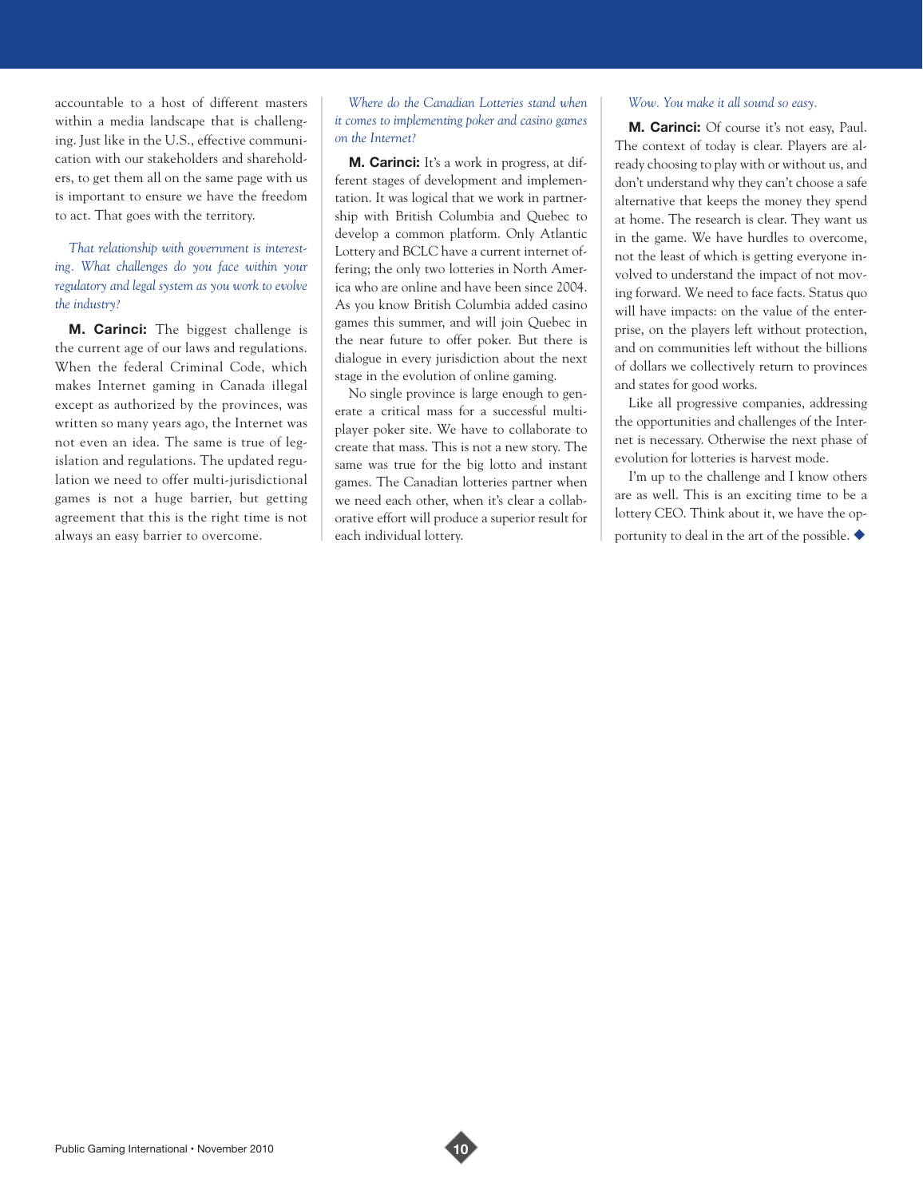accountable to a host of different masters within a media landscape that is challenging. Just like in the U.S., effective communication with our stakeholders and shareholders, to get them all on the same page with us is important to ensure we have the freedom to act. That goes with the territory.

*That relationship with government is interesting. What challenges do you face within your regulatory and legal system as you work to evolve the industry?*

**M. Carinci:** The biggest challenge is the current age of our laws and regulations. When the federal Criminal Code, which makes Internet gaming in Canada illegal except as authorized by the provinces, was written so many years ago, the Internet was not even an idea. The same is true of legislation and regulations. The updated regulation we need to offer multi-jurisdictional games is not a huge barrier, but getting agreement that this is the right time is not always an easy barrier to overcome.

*Where do the Canadian Lotteries stand when it comes to implementing poker and casino games on the Internet?*

**M. Carinci:** It's a work in progress, at different stages of development and implementation. It was logical that we work in partnership with British Columbia and Quebec to develop a common platform. Only Atlantic Lottery and BCLC have a current internet offering; the only two lotteries in North America who are online and have been since 2004. As you know British Columbia added casino games this summer, and will join Quebec in the near future to offer poker. But there is dialogue in every jurisdiction about the next stage in the evolution of online gaming.

No single province is large enough to generate a critical mass for a successful multi-player poker site. We have to collaborate to create that mass. This is not a new story. The same was true for the big lotto and instant games. The Canadian lotteries partner when we need each other, when it's clear a collaborative effort will produce a superior result for each individual lottery.

*Wow. You make it all sound so easy.*

**M. Carinci:** Of course it's not easy, Paul. The context of today is clear. Players are already choosing to play with or without us, and don't understand why they can't choose a safe alternative that keeps the money they spend at home. The research is clear. They want us in the game. We have hurdles to overcome, not the least of which is getting everyone involved to understand the impact of not moving forward. We need to face facts. Status quo will have impacts: on the value of the enterprise, on the players left without protection, and on communities left without the billions of dollars we collectively return to provinces and states for good works.

Like all progressive companies, addressing the opportunities and challenges of the Internet is necessary. Otherwise the next phase of evolution for lotteries is harvest mode.

I'm up to the challenge and I know others are as well. This is an exciting time to be a lottery CEO. Think about it, we have the opportunity to deal in the art of the possible. ◆